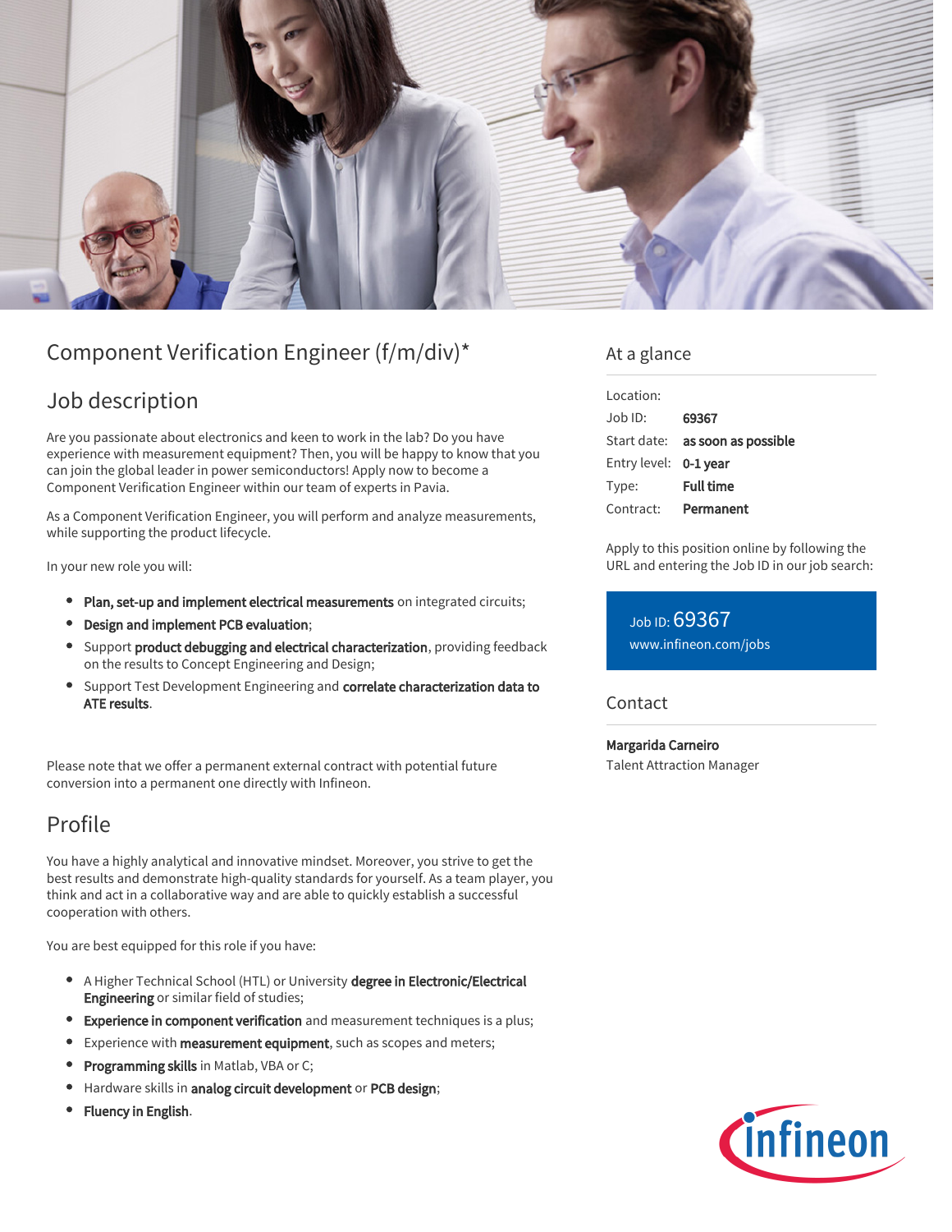# Component Verification Engineer (f/m/div)*

## Job description

Are you passionate about electronics and keen to work in the lab? Do you have experience with measurement equipment? Then, you will be happy to know that you can join the global leader in power semiconductors! Apply now to become a Component Verification Engineer within our team of experts in Pavia.

As a Component Verification Engineer, you will perform and analyze measurements, while supporting the product lifecycle.

In your new role you will:

- **Plan, set-up and implement electrical measurements** on integrated circuits;
- **Design and implement PCB evaluation**;
- Support **product debugging and electrical characterization**, providing feedback on the results to Concept Engineering and Design;
- Support Test Development Engineering and **correlate characterization data to ATE results**.

Please note that we offer a permanent external contract with potential future conversion into a permanent one directly with Infineon.

## Profile

You have a highly analytical and innovative mindset. Moreover, you strive to get the best results and demonstrate high-quality standards for yourself. As a team player, you think and act in a collaborative way and are able to quickly establish a successful cooperation with others.

You are best equipped for this role if you have:

- A Higher Technical School (HTL) or University **degree in Electronic/Electrical Engineering** or similar field of studies;
- **Experience in component verification** and measurement techniques is a plus;
- Experience with **measurement equipment**, such as scopes and meters;
- **Programming skills** in Matlab, VBA or C;
- Hardware skills in **analog circuit development** or **PCB design**;
- **Fluency in English**.

## At a glance

| | |
|---|---|
| Location: | |
| Job ID: | **69367** |
| Start date: | **as soon as possible** |
| Entry level: | **0-1 year** |
| Type: | **Full time** |
| Contract: | **Permanent** |

Apply to this position online by following the URL and entering the Job ID in our job search:

Job ID: 69367
www.infineon.com/jobs

## Contact

**Margarida Carneiro**
Talent Attraction Manager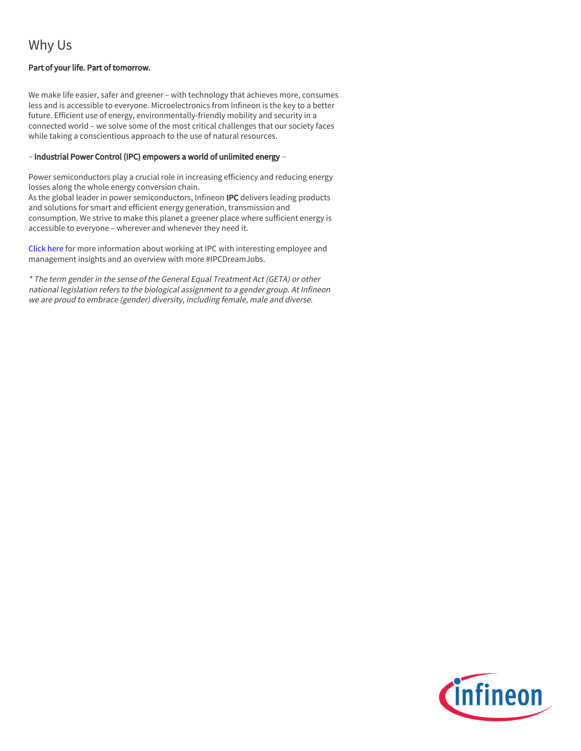## Why Us

**Part of your life. Part of tomorrow.**

We make life easier, safer and greener – with technology that achieves more, consumes less and is accessible to everyone. Microelectronics from Infineon is the key to a better future. Efficient use of energy, environmentally-friendly mobility and security in a connected world – we solve some of the most critical challenges that our society faces while taking a conscientious approach to the use of natural resources.

– **Industrial Power Control (IPC) empowers a world of unlimited energy** –

Power semiconductors play a crucial role in increasing efficiency and reducing energy losses along the whole energy conversion chain.
As the global leader in power semiconductors, Infineon **IPC** delivers leading products and solutions for smart and efficient energy generation, transmission and consumption. We strive to make this planet a greener place where sufficient energy is accessible to everyone – wherever and whenever they need it.

Click here for more information about working at IPC with interesting employee and management insights and an overview with more #IPCDreamJobs.

*\* The term gender in the sense of the General Equal Treatment Act (GETA) or other national legislation refers to the biological assignment to a gender group. At Infineon we are proud to embrace (gender) diversity, including female, male and diverse.*